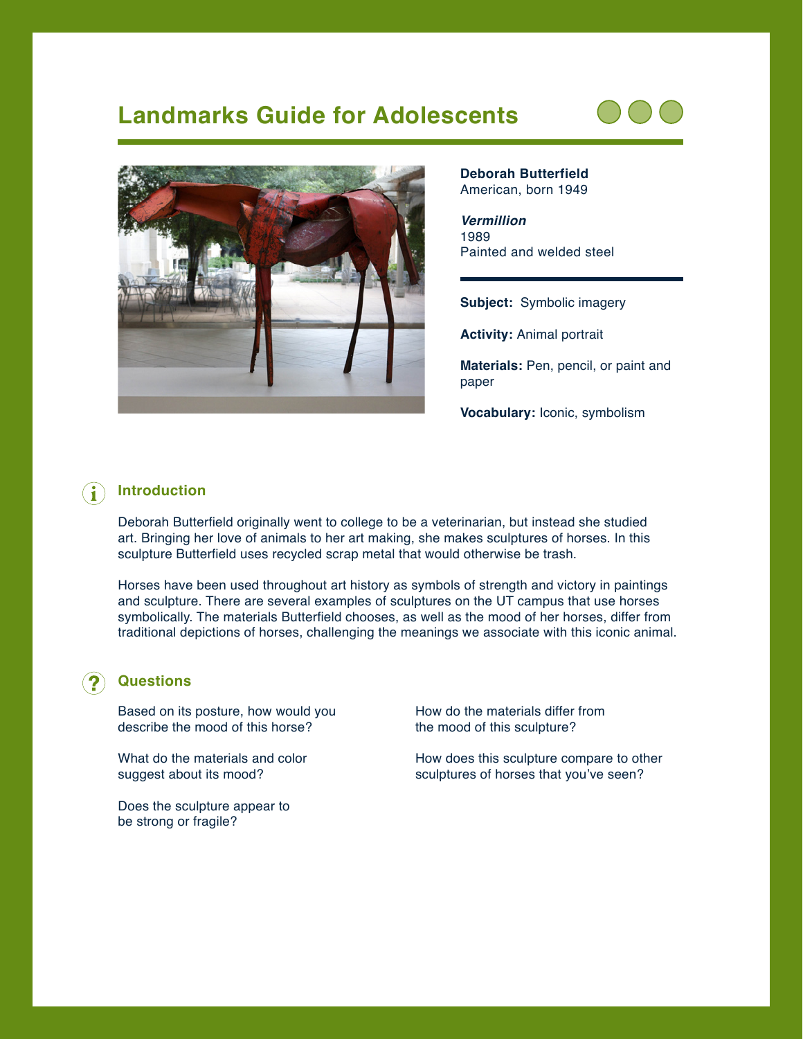# Landmarks Guide for Adolescents

**Deborah Butterfield**
American, born 1949

***Vermillion***
1989
Painted and welded steel

**Subject:** Symbolic imagery

**Activity:** Animal portrait

**Materials:** Pen, pencil, or paint and paper

**Vocabulary:** Iconic, symbolism

## Introduction

Deborah Butterfield originally went to college to be a veterinarian, but instead she studied art. Bringing her love of animals to her art making, she makes sculptures of horses. In this sculpture Butterfield uses recycled scrap metal that would otherwise be trash.

Horses have been used throughout art history as symbols of strength and victory in paintings and sculpture. There are several examples of sculptures on the UT campus that use horses symbolically. The materials Butterfield chooses, as well as the mood of her horses, differ from traditional depictions of horses, challenging the meanings we associate with this iconic animal.

## Questions

Based on its posture, how would you describe the mood of this horse?

What do the materials and color suggest about its mood?

Does the sculpture appear to be strong or fragile?

How do the materials differ from the mood of this sculpture?

How does this sculpture compare to other sculptures of horses that you've seen?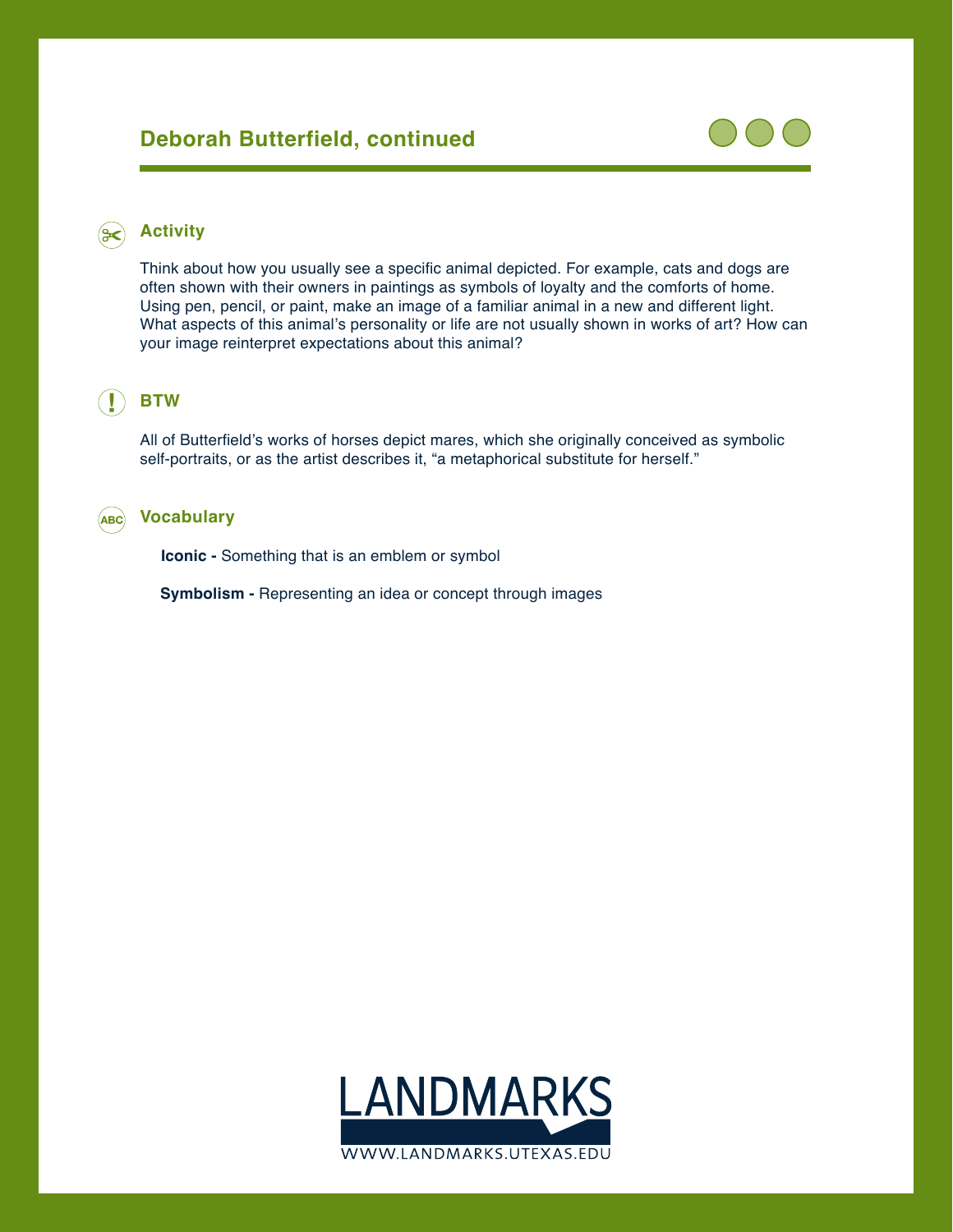## Deborah Butterfield, continued

### Activity

Think about how you usually see a specific animal depicted. For example, cats and dogs are often shown with their owners in paintings as symbols of loyalty and the comforts of home. Using pen, pencil, or paint, make an image of a familiar animal in a new and different light. What aspects of this animal's personality or life are not usually shown in works of art? How can your image reinterpret expectations about this animal?

### BTW

All of Butterfield's works of horses depict mares, which she originally conceived as symbolic self-portraits, or as the artist describes it, "a metaphorical substitute for herself."

### Vocabulary

**Iconic -** Something that is an emblem or symbol

**Symbolism -** Representing an idea or concept through images

LANDMARKS

WWW.LANDMARKS.UTEXAS.EDU